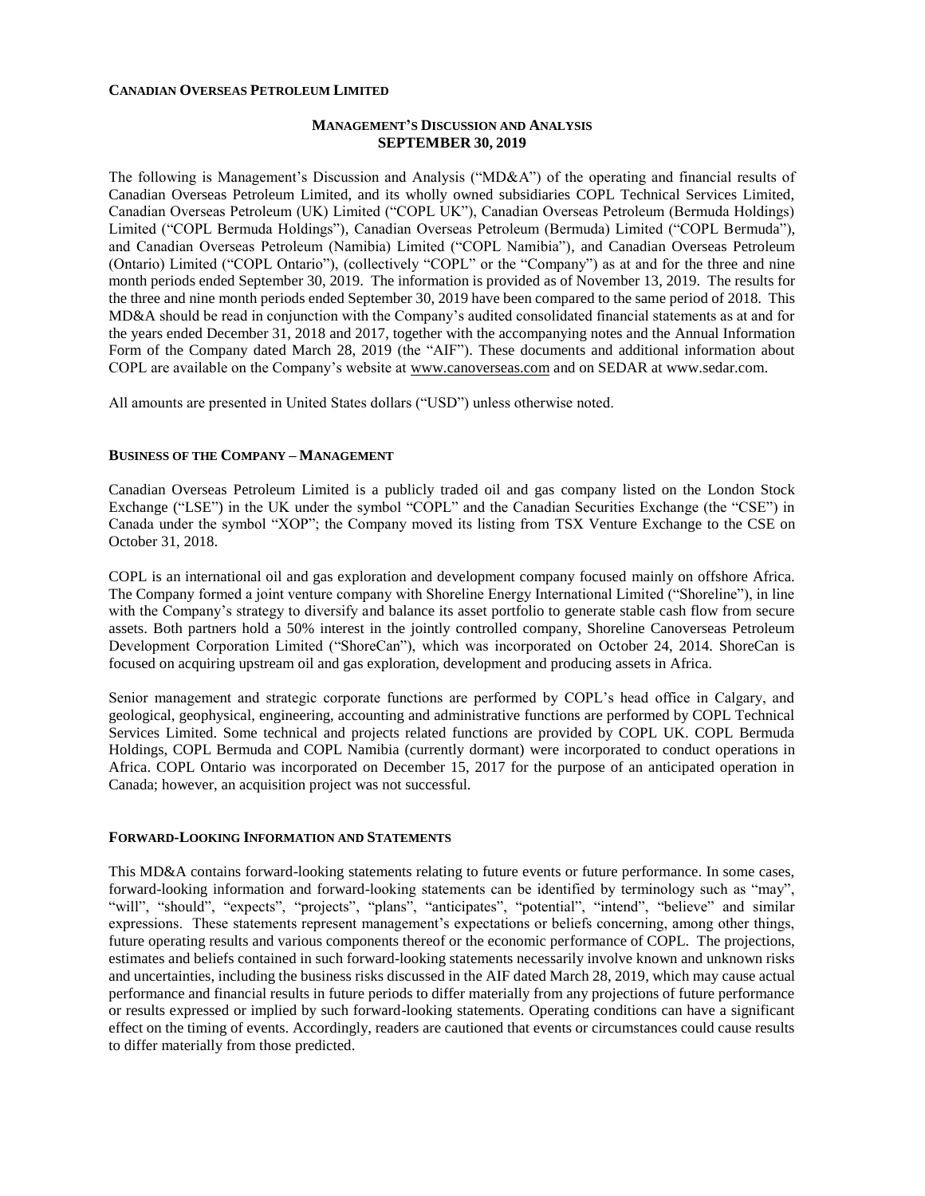**CANADIAN OVERSEAS PETROLEUM LIMITED**

# MANAGEMENT'S DISCUSSION AND ANALYSIS
# SEPTEMBER 30, 2019

The following is Management's Discussion and Analysis ("MD&A") of the operating and financial results of Canadian Overseas Petroleum Limited, and its wholly owned subsidiaries COPL Technical Services Limited, Canadian Overseas Petroleum (UK) Limited ("COPL UK"), Canadian Overseas Petroleum (Bermuda Holdings) Limited ("COPL Bermuda Holdings"), Canadian Overseas Petroleum (Bermuda) Limited ("COPL Bermuda"), and Canadian Overseas Petroleum (Namibia) Limited ("COPL Namibia"), and Canadian Overseas Petroleum (Ontario) Limited ("COPL Ontario"), (collectively "COPL" or the "Company") as at and for the three and nine month periods ended September 30, 2019. The information is provided as of November 13, 2019. The results for the three and nine month periods ended September 30, 2019 have been compared to the same period of 2018. This MD&A should be read in conjunction with the Company's audited consolidated financial statements as at and for the years ended December 31, 2018 and 2017, together with the accompanying notes and the Annual Information Form of the Company dated March 28, 2019 (the "AIF"). These documents and additional information about COPL are available on the Company's website at www.canoverseas.com and on SEDAR at www.sedar.com.

All amounts are presented in United States dollars ("USD") unless otherwise noted.

## BUSINESS OF THE COMPANY – MANAGEMENT

Canadian Overseas Petroleum Limited is a publicly traded oil and gas company listed on the London Stock Exchange ("LSE") in the UK under the symbol "COPL" and the Canadian Securities Exchange (the "CSE") in Canada under the symbol "XOP"; the Company moved its listing from TSX Venture Exchange to the CSE on October 31, 2018.

COPL is an international oil and gas exploration and development company focused mainly on offshore Africa. The Company formed a joint venture company with Shoreline Energy International Limited ("Shoreline"), in line with the Company's strategy to diversify and balance its asset portfolio to generate stable cash flow from secure assets. Both partners hold a 50% interest in the jointly controlled company, Shoreline Canoverseas Petroleum Development Corporation Limited ("ShoreCan"), which was incorporated on October 24, 2014. ShoreCan is focused on acquiring upstream oil and gas exploration, development and producing assets in Africa.

Senior management and strategic corporate functions are performed by COPL's head office in Calgary, and geological, geophysical, engineering, accounting and administrative functions are performed by COPL Technical Services Limited. Some technical and projects related functions are provided by COPL UK. COPL Bermuda Holdings, COPL Bermuda and COPL Namibia (currently dormant) were incorporated to conduct operations in Africa. COPL Ontario was incorporated on December 15, 2017 for the purpose of an anticipated operation in Canada; however, an acquisition project was not successful.

## FORWARD-LOOKING INFORMATION AND STATEMENTS

This MD&A contains forward-looking statements relating to future events or future performance. In some cases, forward-looking information and forward-looking statements can be identified by terminology such as "may", "will", "should", "expects", "projects", "plans", "anticipates", "potential", "intend", "believe" and similar expressions. These statements represent management's expectations or beliefs concerning, among other things, future operating results and various components thereof or the economic performance of COPL. The projections, estimates and beliefs contained in such forward-looking statements necessarily involve known and unknown risks and uncertainties, including the business risks discussed in the AIF dated March 28, 2019, which may cause actual performance and financial results in future periods to differ materially from any projections of future performance or results expressed or implied by such forward-looking statements. Operating conditions can have a significant effect on the timing of events. Accordingly, readers are cautioned that events or circumstances could cause results to differ materially from those predicted.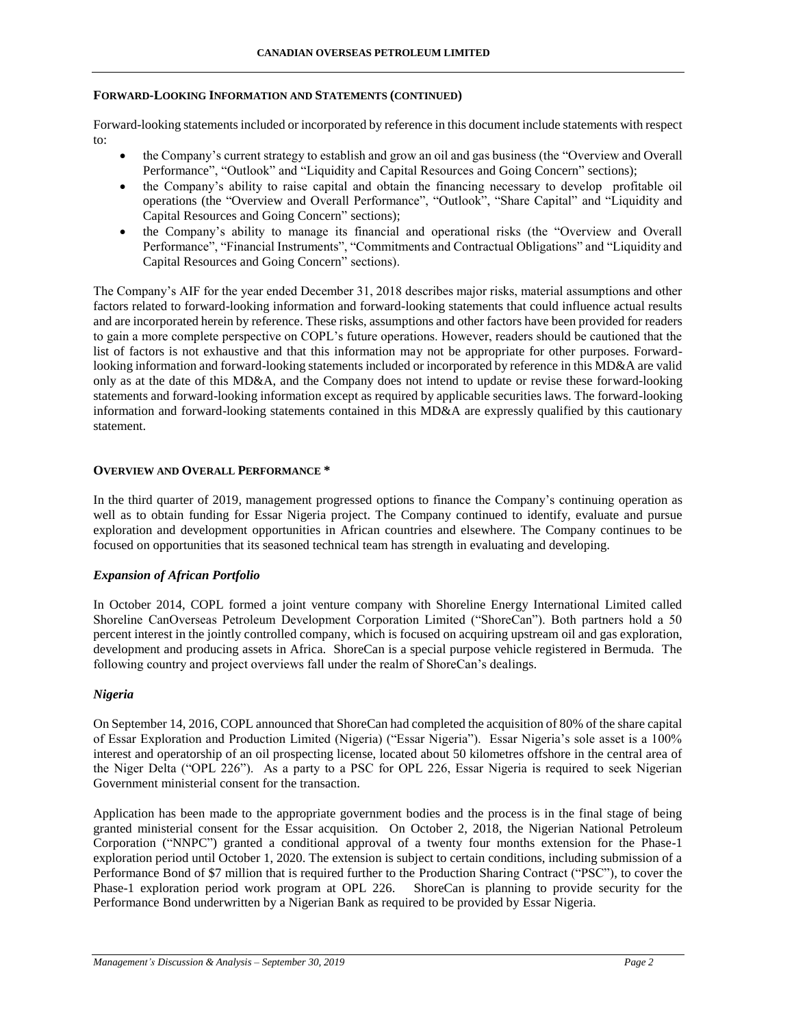## FORWARD-LOOKING INFORMATION AND STATEMENTS (CONTINUED)

Forward-looking statements included or incorporated by reference in this document include statements with respect to:

- the Company's current strategy to establish and grow an oil and gas business (the "Overview and Overall Performance", "Outlook" and "Liquidity and Capital Resources and Going Concern" sections);
- the Company's ability to raise capital and obtain the financing necessary to develop profitable oil operations (the "Overview and Overall Performance", "Outlook", "Share Capital" and "Liquidity and Capital Resources and Going Concern" sections);
- the Company's ability to manage its financial and operational risks (the "Overview and Overall Performance", "Financial Instruments", "Commitments and Contractual Obligations" and "Liquidity and Capital Resources and Going Concern" sections).

The Company's AIF for the year ended December 31, 2018 describes major risks, material assumptions and other factors related to forward-looking information and forward-looking statements that could influence actual results and are incorporated herein by reference. These risks, assumptions and other factors have been provided for readers to gain a more complete perspective on COPL's future operations. However, readers should be cautioned that the list of factors is not exhaustive and that this information may not be appropriate for other purposes. Forward-looking information and forward-looking statements included or incorporated by reference in this MD&A are valid only as at the date of this MD&A, and the Company does not intend to update or revise these forward-looking statements and forward-looking information except as required by applicable securities laws. The forward-looking information and forward-looking statements contained in this MD&A are expressly qualified by this cautionary statement.

## OVERVIEW AND OVERALL PERFORMANCE *

In the third quarter of 2019, management progressed options to finance the Company's continuing operation as well as to obtain funding for Essar Nigeria project. The Company continued to identify, evaluate and pursue exploration and development opportunities in African countries and elsewhere. The Company continues to be focused on opportunities that its seasoned technical team has strength in evaluating and developing.

### *Expansion of African Portfolio*

In October 2014, COPL formed a joint venture company with Shoreline Energy International Limited called Shoreline CanOverseas Petroleum Development Corporation Limited ("ShoreCan"). Both partners hold a 50 percent interest in the jointly controlled company, which is focused on acquiring upstream oil and gas exploration, development and producing assets in Africa. ShoreCan is a special purpose vehicle registered in Bermuda. The following country and project overviews fall under the realm of ShoreCan's dealings.

### *Nigeria*

On September 14, 2016, COPL announced that ShoreCan had completed the acquisition of 80% of the share capital of Essar Exploration and Production Limited (Nigeria) ("Essar Nigeria"). Essar Nigeria's sole asset is a 100% interest and operatorship of an oil prospecting license, located about 50 kilometres offshore in the central area of the Niger Delta ("OPL 226"). As a party to a PSC for OPL 226, Essar Nigeria is required to seek Nigerian Government ministerial consent for the transaction.

Application has been made to the appropriate government bodies and the process is in the final stage of being granted ministerial consent for the Essar acquisition. On October 2, 2018, the Nigerian National Petroleum Corporation ("NNPC") granted a conditional approval of a twenty four months extension for the Phase-1 exploration period until October 1, 2020. The extension is subject to certain conditions, including submission of a Performance Bond of $7 million that is required further to the Production Sharing Contract ("PSC"), to cover the Phase-1 exploration period work program at OPL 226. ShoreCan is planning to provide security for the Performance Bond underwritten by a Nigerian Bank as required to be provided by Essar Nigeria.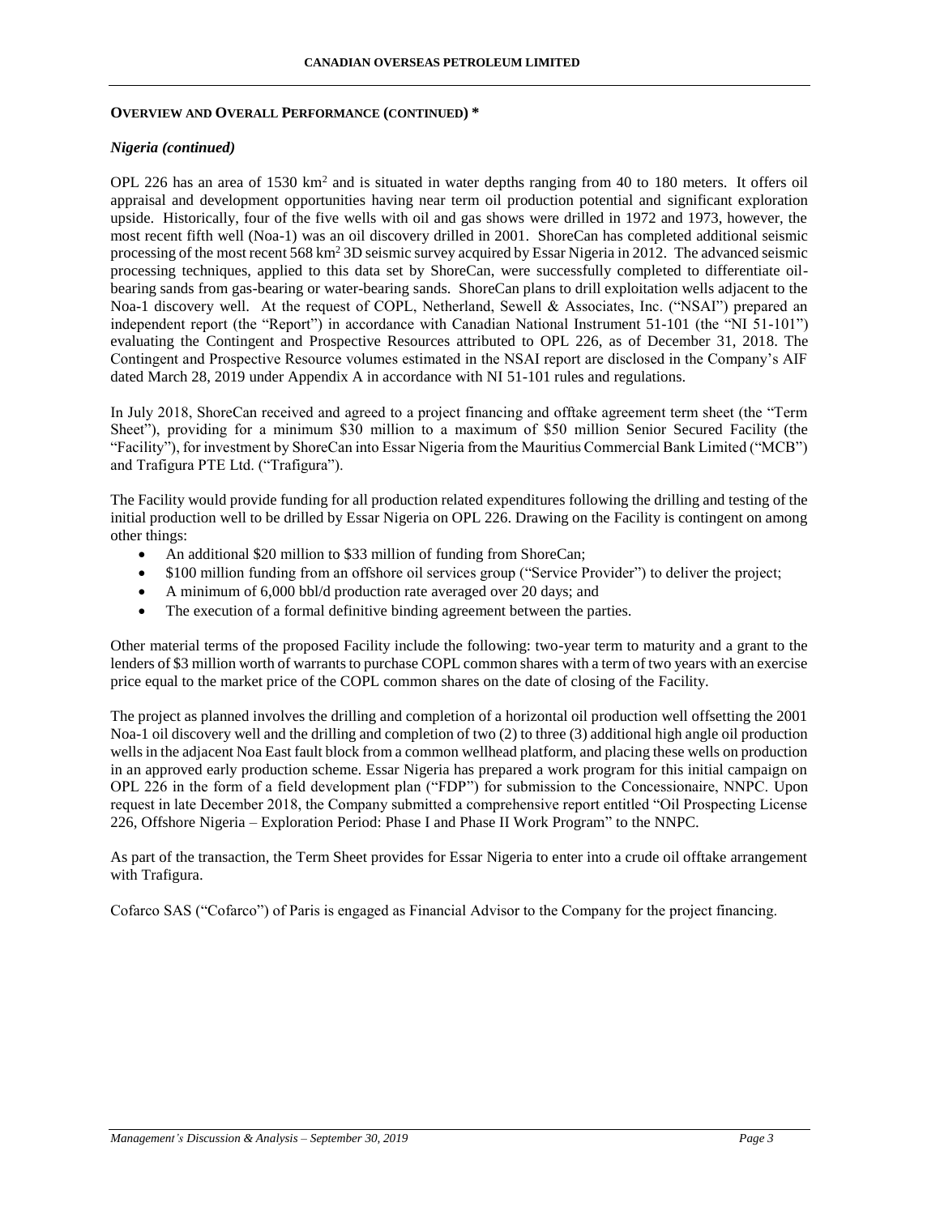**OVERVIEW AND OVERALL PERFORMANCE (CONTINUED) \***

***Nigeria (continued)***

OPL 226 has an area of 1530 km$^2$ and is situated in water depths ranging from 40 to 180 meters. It offers oil appraisal and development opportunities having near term oil production potential and significant exploration upside. Historically, four of the five wells with oil and gas shows were drilled in 1972 and 1973, however, the most recent fifth well (Noa-1) was an oil discovery drilled in 2001. ShoreCan has completed additional seismic processing of the most recent 568 km$^2$ 3D seismic survey acquired by Essar Nigeria in 2012. The advanced seismic processing techniques, applied to this data set by ShoreCan, were successfully completed to differentiate oil-bearing sands from gas-bearing or water-bearing sands. ShoreCan plans to drill exploitation wells adjacent to the Noa-1 discovery well. At the request of COPL, Netherland, Sewell & Associates, Inc. ("NSAI") prepared an independent report (the "Report") in accordance with Canadian National Instrument 51-101 (the "NI 51-101") evaluating the Contingent and Prospective Resources attributed to OPL 226, as of December 31, 2018. The Contingent and Prospective Resource volumes estimated in the NSAI report are disclosed in the Company's AIF dated March 28, 2019 under Appendix A in accordance with NI 51-101 rules and regulations.

In July 2018, ShoreCan received and agreed to a project financing and offtake agreement term sheet (the "Term Sheet"), providing for a minimum \$30 million to a maximum of \$50 million Senior Secured Facility (the "Facility"), for investment by ShoreCan into Essar Nigeria from the Mauritius Commercial Bank Limited ("MCB") and Trafigura PTE Ltd. ("Trafigura").

The Facility would provide funding for all production related expenditures following the drilling and testing of the initial production well to be drilled by Essar Nigeria on OPL 226. Drawing on the Facility is contingent on among other things:

- An additional \$20 million to \$33 million of funding from ShoreCan;
- \$100 million funding from an offshore oil services group ("Service Provider") to deliver the project;
- A minimum of 6,000 bbl/d production rate averaged over 20 days; and
- The execution of a formal definitive binding agreement between the parties.

Other material terms of the proposed Facility include the following: two-year term to maturity and a grant to the lenders of \$3 million worth of warrants to purchase COPL common shares with a term of two years with an exercise price equal to the market price of the COPL common shares on the date of closing of the Facility.

The project as planned involves the drilling and completion of a horizontal oil production well offsetting the 2001 Noa-1 oil discovery well and the drilling and completion of two (2) to three (3) additional high angle oil production wells in the adjacent Noa East fault block from a common wellhead platform, and placing these wells on production in an approved early production scheme. Essar Nigeria has prepared a work program for this initial campaign on OPL 226 in the form of a field development plan ("FDP") for submission to the Concessionaire, NNPC. Upon request in late December 2018, the Company submitted a comprehensive report entitled "Oil Prospecting License 226, Offshore Nigeria – Exploration Period: Phase I and Phase II Work Program" to the NNPC.

As part of the transaction, the Term Sheet provides for Essar Nigeria to enter into a crude oil offtake arrangement with Trafigura.

Cofarco SAS ("Cofarco") of Paris is engaged as Financial Advisor to the Company for the project financing.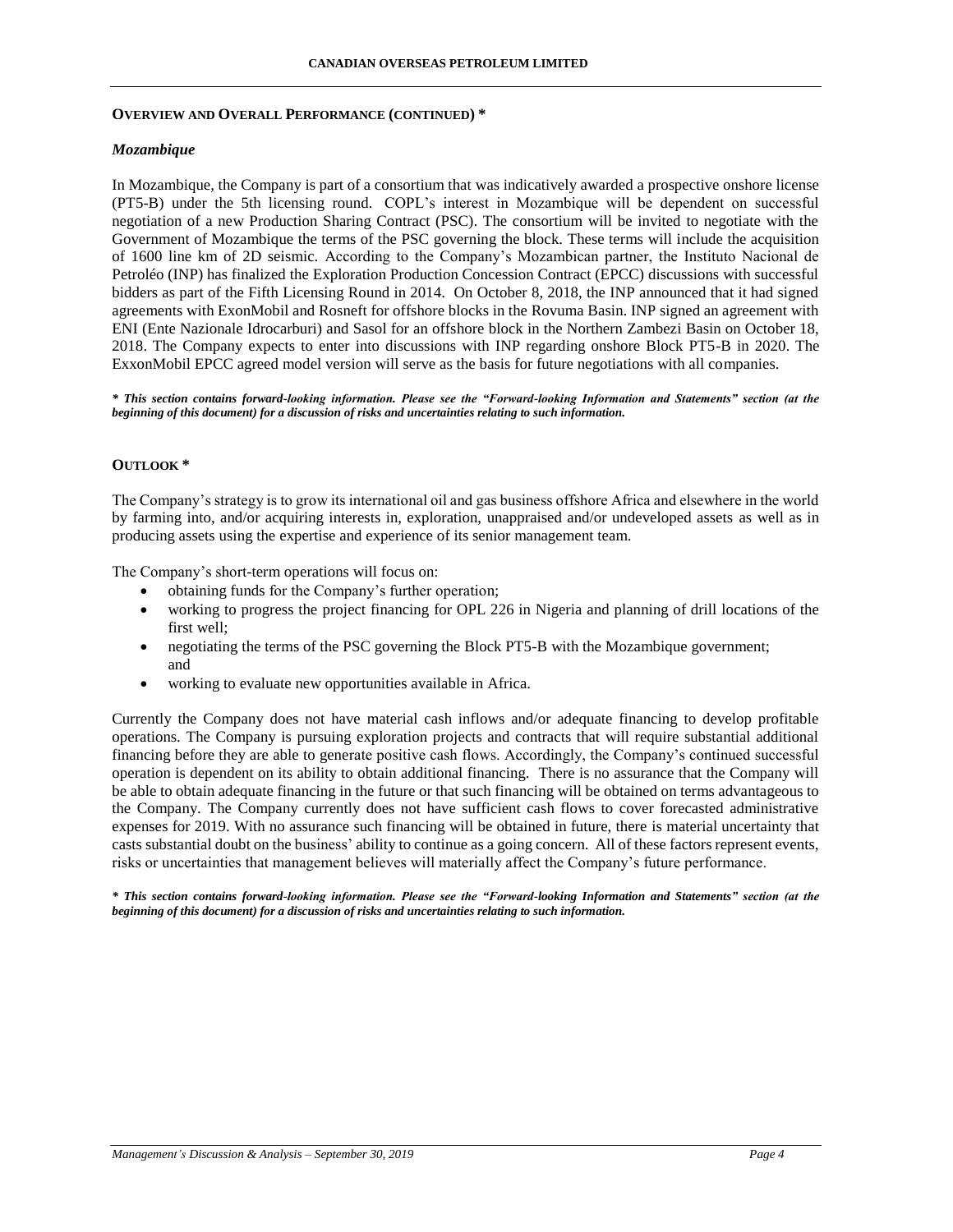## OVERVIEW AND OVERALL PERFORMANCE (CONTINUED) *

### *Mozambique*

In Mozambique, the Company is part of a consortium that was indicatively awarded a prospective onshore license (PT5-B) under the 5th licensing round. COPL's interest in Mozambique will be dependent on successful negotiation of a new Production Sharing Contract (PSC). The consortium will be invited to negotiate with the Government of Mozambique the terms of the PSC governing the block. These terms will include the acquisition of 1600 line km of 2D seismic. According to the Company's Mozambican partner, the Instituto Nacional de Petroléo (INP) has finalized the Exploration Production Concession Contract (EPCC) discussions with successful bidders as part of the Fifth Licensing Round in 2014. On October 8, 2018, the INP announced that it had signed agreements with ExxonMobil and Rosneft for offshore blocks in the Rovuma Basin. INP signed an agreement with ENI (Ente Nazionale Idrocarburi) and Sasol for an offshore block in the Northern Zambezi Basin on October 18, 2018. The Company expects to enter into discussions with INP regarding onshore Block PT5-B in 2020. The ExxonMobil EPCC agreed model version will serve as the basis for future negotiations with all companies.

***\* This section contains forward-looking information. Please see the "Forward-looking Information and Statements" section (at the beginning of this document) for a discussion of risks and uncertainties relating to such information.***

## OUTLOOK *

The Company's strategy is to grow its international oil and gas business offshore Africa and elsewhere in the world by farming into, and/or acquiring interests in, exploration, unappraised and/or undeveloped assets as well as in producing assets using the expertise and experience of its senior management team.

The Company's short-term operations will focus on:

- obtaining funds for the Company's further operation;
- working to progress the project financing for OPL 226 in Nigeria and planning of drill locations of the first well;
- negotiating the terms of the PSC governing the Block PT5-B with the Mozambique government; and
- working to evaluate new opportunities available in Africa.

Currently the Company does not have material cash inflows and/or adequate financing to develop profitable operations. The Company is pursuing exploration projects and contracts that will require substantial additional financing before they are able to generate positive cash flows. Accordingly, the Company's continued successful operation is dependent on its ability to obtain additional financing. There is no assurance that the Company will be able to obtain adequate financing in the future or that such financing will be obtained on terms advantageous to the Company. The Company currently does not have sufficient cash flows to cover forecasted administrative expenses for 2019. With no assurance such financing will be obtained in future, there is material uncertainty that casts substantial doubt on the business' ability to continue as a going concern. All of these factors represent events, risks or uncertainties that management believes will materially affect the Company's future performance.

***\* This section contains forward-looking information. Please see the "Forward-looking Information and Statements" section (at the beginning of this document) for a discussion of risks and uncertainties relating to such information.***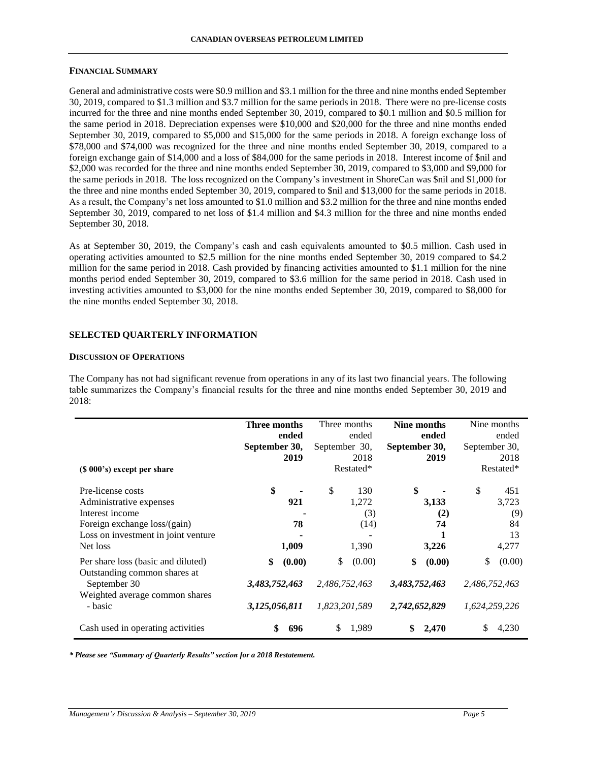## FINANCIAL SUMMARY

General and administrative costs were $0.9 million and $3.1 million for the three and nine months ended September 30, 2019, compared to $1.3 million and $3.7 million for the same periods in 2018. There were no pre-license costs incurred for the three and nine months ended September 30, 2019, compared to $0.1 million and $0.5 million for the same period in 2018. Depreciation expenses were $10,000 and $20,000 for the three and nine months ended September 30, 2019, compared to $5,000 and $15,000 for the same periods in 2018. A foreign exchange loss of $78,000 and $74,000 was recognized for the three and nine months ended September 30, 2019, compared to a foreign exchange gain of $14,000 and a loss of $84,000 for the same periods in 2018. Interest income of $nil and $2,000 was recorded for the three and nine months ended September 30, 2019, compared to $3,000 and $9,000 for the same periods in 2018. The loss recognized on the Company's investment in ShoreCan was $nil and $1,000 for the three and nine months ended September 30, 2019, compared to $nil and $13,000 for the same periods in 2018. As a result, the Company's net loss amounted to $1.0 million and $3.2 million for the three and nine months ended September 30, 2019, compared to net loss of $1.4 million and $4.3 million for the three and nine months ended September 30, 2018.

As at September 30, 2019, the Company's cash and cash equivalents amounted to $0.5 million. Cash used in operating activities amounted to $2.5 million for the nine months ended September 30, 2019 compared to $4.2 million for the same period in 2018. Cash provided by financing activities amounted to $1.1 million for the nine months period ended September 30, 2019, compared to $3.6 million for the same period in 2018. Cash used in investing activities amounted to $3,000 for the nine months ended September 30, 2019, compared to $8,000 for the nine months ended September 30, 2018.

## SELECTED QUARTERLY INFORMATION

### DISCUSSION OF OPERATIONS

The Company has not had significant revenue from operations in any of its last two financial years. The following table summarizes the Company's financial results for the three and nine months ended September 30, 2019 and 2018:

| ($ 000's) except per share | **Three months ended September 30, 2019** | Three months ended September 30, 2018 Restated* | **Nine months ended September 30, 2019** | Nine months ended September 30, 2018 Restated* |
|---|---|---|---|---|
| Pre-license costs | **$ -** | $ 130 | **$ -** | $ 451 |
| Administrative expenses | **921** | 1,272 | **3,133** | 3,723 |
| Interest income | **-** | (3) | **(2)** | (9) |
| Foreign exchange loss/(gain) | **78** | (14) | **74** | 84 |
| Loss on investment in joint venture | **-** | - | **1** | 13 |
| Net loss | **1,009** | 1,390 | **3,226** | 4,277 |
| Per share loss (basic and diluted) | **$ (0.00)** | $ (0.00) | **$ (0.00)** | $ (0.00) |
| Outstanding common shares at September 30 | ***3,483,752,463*** | *2,486,752,463* | ***3,483,752,463*** | *2,486,752,463* |
| Weighted average common shares - basic | ***3,125,056,811*** | *1,823,201,589* | ***2,742,652,829*** | *1,624,259,226* |
| Cash used in operating activities | **$ 696** | $ 1,989 | **$ 2,470** | $ 4,230 |

***\* Please see "Summary of Quarterly Results" section for a 2018 Restatement.***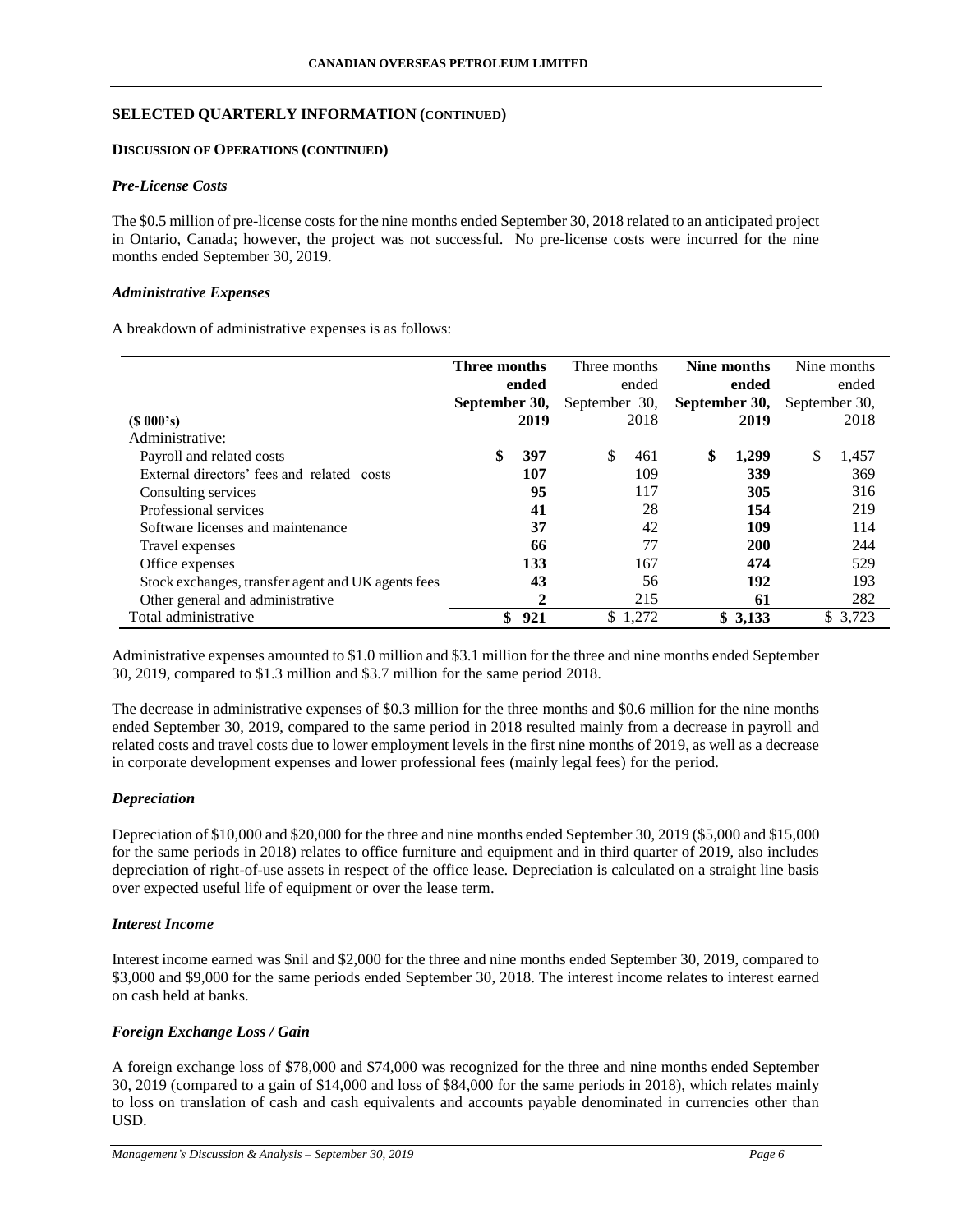## SELECTED QUARTERLY INFORMATION (CONTINUED)

### DISCUSSION OF OPERATIONS (CONTINUED)

#### *Pre-License Costs*

The $0.5 million of pre-license costs for the nine months ended September 30, 2018 related to an anticipated project in Ontario, Canada; however, the project was not successful. No pre-license costs were incurred for the nine months ended September 30, 2019.

#### *Administrative Expenses*

A breakdown of administrative expenses is as follows:

| ($ 000's) | **Three months ended September 30, 2019** | Three months ended September 30, 2018 | **Nine months ended September 30, 2019** | Nine months ended September 30, 2018 |
|---|---|---|---|---|
| Administrative: | | | | |
| Payroll and related costs | **$ 397** | $ 461 | **$ 1,299** | $ 1,457 |
| External directors' fees and related costs | **107** | 109 | **339** | 369 |
| Consulting services | **95** | 117 | **305** | 316 |
| Professional services | **41** | 28 | **154** | 219 |
| Software licenses and maintenance | **37** | 42 | **109** | 114 |
| Travel expenses | **66** | 77 | **200** | 244 |
| Office expenses | **133** | 167 | **474** | 529 |
| Stock exchanges, transfer agent and UK agents fees | **43** | 56 | **192** | 193 |
| Other general and administrative | **2** | 215 | **61** | 282 |
| Total administrative | **$ 921** | $ 1,272 | **$ 3,133** | $ 3,723 |

Administrative expenses amounted to $1.0 million and $3.1 million for the three and nine months ended September 30, 2019, compared to $1.3 million and $3.7 million for the same period 2018.

The decrease in administrative expenses of $0.3 million for the three months and $0.6 million for the nine months ended September 30, 2019, compared to the same period in 2018 resulted mainly from a decrease in payroll and related costs and travel costs due to lower employment levels in the first nine months of 2019, as well as a decrease in corporate development expenses and lower professional fees (mainly legal fees) for the period.

#### *Depreciation*

Depreciation of $10,000 and $20,000 for the three and nine months ended September 30, 2019 ($5,000 and $15,000 for the same periods in 2018) relates to office furniture and equipment and in third quarter of 2019, also includes depreciation of right-of-use assets in respect of the office lease. Depreciation is calculated on a straight line basis over expected useful life of equipment or over the lease term.

#### *Interest Income*

Interest income earned was $nil and $2,000 for the three and nine months ended September 30, 2019, compared to $3,000 and $9,000 for the same periods ended September 30, 2018. The interest income relates to interest earned on cash held at banks.

#### *Foreign Exchange Loss / Gain*

A foreign exchange loss of $78,000 and $74,000 was recognized for the three and nine months ended September 30, 2019 (compared to a gain of $14,000 and loss of $84,000 for the same periods in 2018), which relates mainly to loss on translation of cash and cash equivalents and accounts payable denominated in currencies other than USD.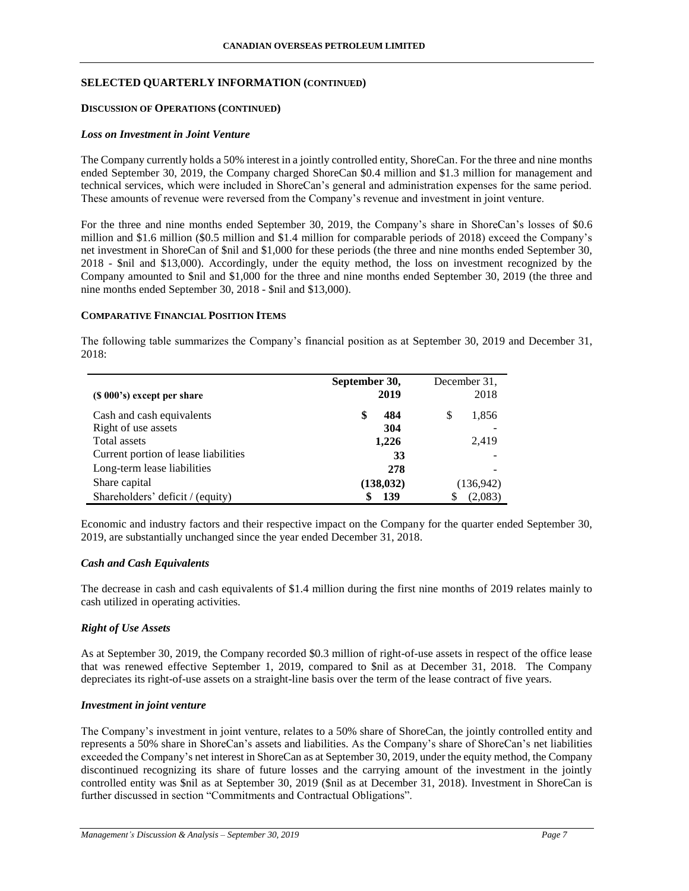## SELECTED QUARTERLY INFORMATION (CONTINUED)

### DISCUSSION OF OPERATIONS (CONTINUED)

#### *Loss on Investment in Joint Venture*

The Company currently holds a 50% interest in a jointly controlled entity, ShoreCan. For the three and nine months ended September 30, 2019, the Company charged ShoreCan \$0.4 million and \$1.3 million for management and technical services, which were included in ShoreCan's general and administration expenses for the same period. These amounts of revenue were reversed from the Company's revenue and investment in joint venture.

For the three and nine months ended September 30, 2019, the Company's share in ShoreCan's losses of \$0.6 million and \$1.6 million (\$0.5 million and \$1.4 million for comparable periods of 2018) exceed the Company's net investment in ShoreCan of \$nil and \$1,000 for these periods (the three and nine months ended September 30, 2018 - \$nil and \$13,000). Accordingly, under the equity method, the loss on investment recognized by the Company amounted to \$nil and \$1,000 for the three and nine months ended September 30, 2019 (the three and nine months ended September 30, 2018 - \$nil and \$13,000).

### COMPARATIVE FINANCIAL POSITION ITEMS

The following table summarizes the Company's financial position as at September 30, 2019 and December 31, 2018:

| (\$ 000's) except per share | September 30, 2019 | December 31, 2018 |
|---|---|---|
| Cash and cash equivalents | **\$ 484** | \$ 1,856 |
| Right of use assets | **304** | - |
| Total assets | **1,226** | 2,419 |
| Current portion of lease liabilities | **33** | - |
| Long-term lease liabilities | **278** | - |
| Share capital | **(138,032)** | (136,942) |
| Shareholders' deficit / (equity) | **\$ 139** | \$ (2,083) |

Economic and industry factors and their respective impact on the Company for the quarter ended September 30, 2019, are substantially unchanged since the year ended December 31, 2018.

#### *Cash and Cash Equivalents*

The decrease in cash and cash equivalents of \$1.4 million during the first nine months of 2019 relates mainly to cash utilized in operating activities.

#### *Right of Use Assets*

As at September 30, 2019, the Company recorded \$0.3 million of right-of-use assets in respect of the office lease that was renewed effective September 1, 2019, compared to \$nil as at December 31, 2018. The Company depreciates its right-of-use assets on a straight-line basis over the term of the lease contract of five years.

#### *Investment in joint venture*

The Company's investment in joint venture, relates to a 50% share of ShoreCan, the jointly controlled entity and represents a 50% share in ShoreCan's assets and liabilities. As the Company's share of ShoreCan's net liabilities exceeded the Company's net interest in ShoreCan as at September 30, 2019, under the equity method, the Company discontinued recognizing its share of future losses and the carrying amount of the investment in the jointly controlled entity was \$nil as at September 30, 2019 (\$nil as at December 31, 2018). Investment in ShoreCan is further discussed in section "Commitments and Contractual Obligations".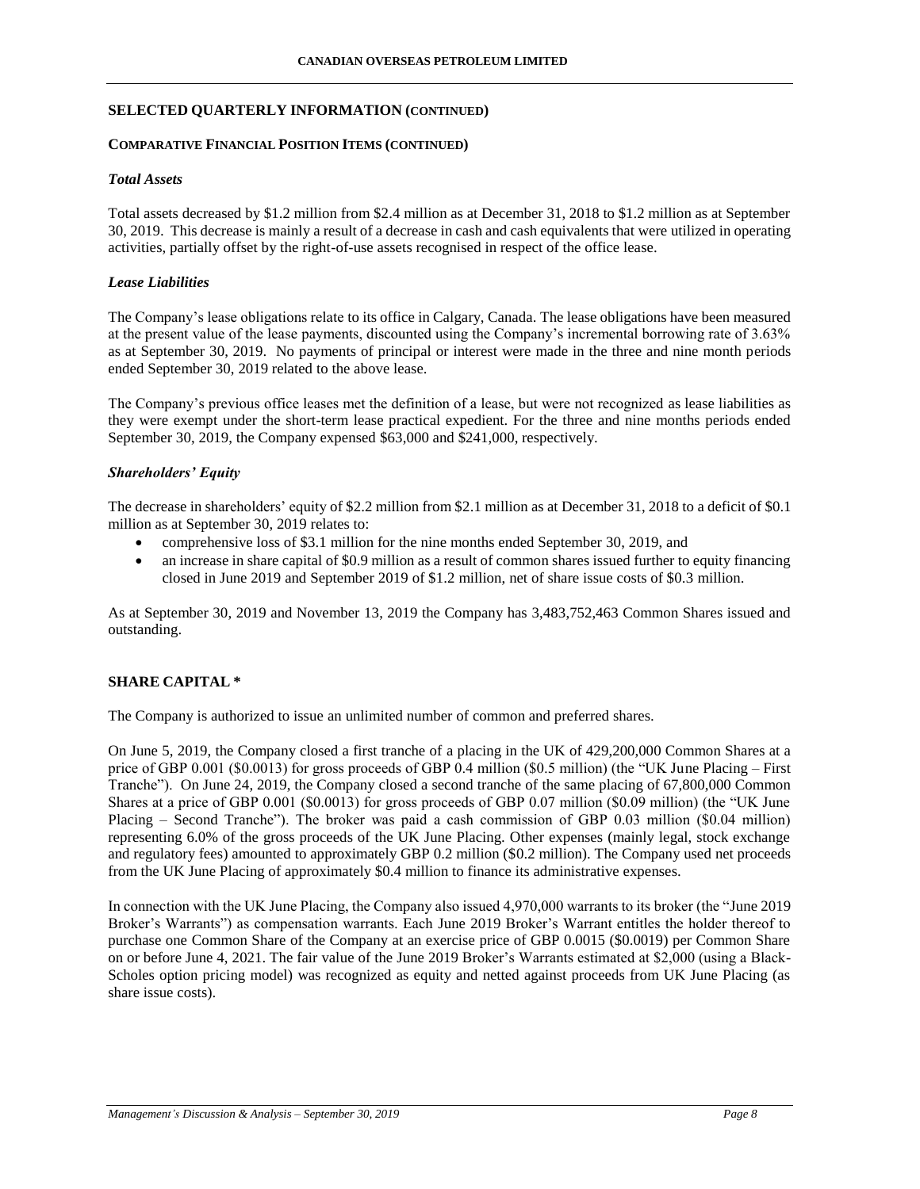## SELECTED QUARTERLY INFORMATION (CONTINUED)

### COMPARATIVE FINANCIAL POSITION ITEMS (CONTINUED)

#### *Total Assets*

Total assets decreased by $1.2 million from $2.4 million as at December 31, 2018 to $1.2 million as at September 30, 2019. This decrease is mainly a result of a decrease in cash and cash equivalents that were utilized in operating activities, partially offset by the right-of-use assets recognised in respect of the office lease.

#### *Lease Liabilities*

The Company's lease obligations relate to its office in Calgary, Canada. The lease obligations have been measured at the present value of the lease payments, discounted using the Company's incremental borrowing rate of 3.63% as at September 30, 2019. No payments of principal or interest were made in the three and nine month periods ended September 30, 2019 related to the above lease.

The Company's previous office leases met the definition of a lease, but were not recognized as lease liabilities as they were exempt under the short-term lease practical expedient. For the three and nine months periods ended September 30, 2019, the Company expensed $63,000 and $241,000, respectively.

#### *Shareholders' Equity*

The decrease in shareholders' equity of $2.2 million from $2.1 million as at December 31, 2018 to a deficit of $0.1 million as at September 30, 2019 relates to:

- comprehensive loss of $3.1 million for the nine months ended September 30, 2019, and
- an increase in share capital of $0.9 million as a result of common shares issued further to equity financing closed in June 2019 and September 2019 of $1.2 million, net of share issue costs of $0.3 million.

As at September 30, 2019 and November 13, 2019 the Company has 3,483,752,463 Common Shares issued and outstanding.

## SHARE CAPITAL *

The Company is authorized to issue an unlimited number of common and preferred shares.

On June 5, 2019, the Company closed a first tranche of a placing in the UK of 429,200,000 Common Shares at a price of GBP 0.001 ($0.0013) for gross proceeds of GBP 0.4 million ($0.5 million) (the "UK June Placing – First Tranche"). On June 24, 2019, the Company closed a second tranche of the same placing of 67,800,000 Common Shares at a price of GBP 0.001 ($0.0013) for gross proceeds of GBP 0.07 million ($0.09 million) (the "UK June Placing – Second Tranche"). The broker was paid a cash commission of GBP 0.03 million ($0.04 million) representing 6.0% of the gross proceeds of the UK June Placing. Other expenses (mainly legal, stock exchange and regulatory fees) amounted to approximately GBP 0.2 million ($0.2 million). The Company used net proceeds from the UK June Placing of approximately $0.4 million to finance its administrative expenses.

In connection with the UK June Placing, the Company also issued 4,970,000 warrants to its broker (the "June 2019 Broker's Warrants") as compensation warrants. Each June 2019 Broker's Warrant entitles the holder thereof to purchase one Common Share of the Company at an exercise price of GBP 0.0015 ($0.0019) per Common Share on or before June 4, 2021. The fair value of the June 2019 Broker's Warrants estimated at $2,000 (using a Black-Scholes option pricing model) was recognized as equity and netted against proceeds from UK June Placing (as share issue costs).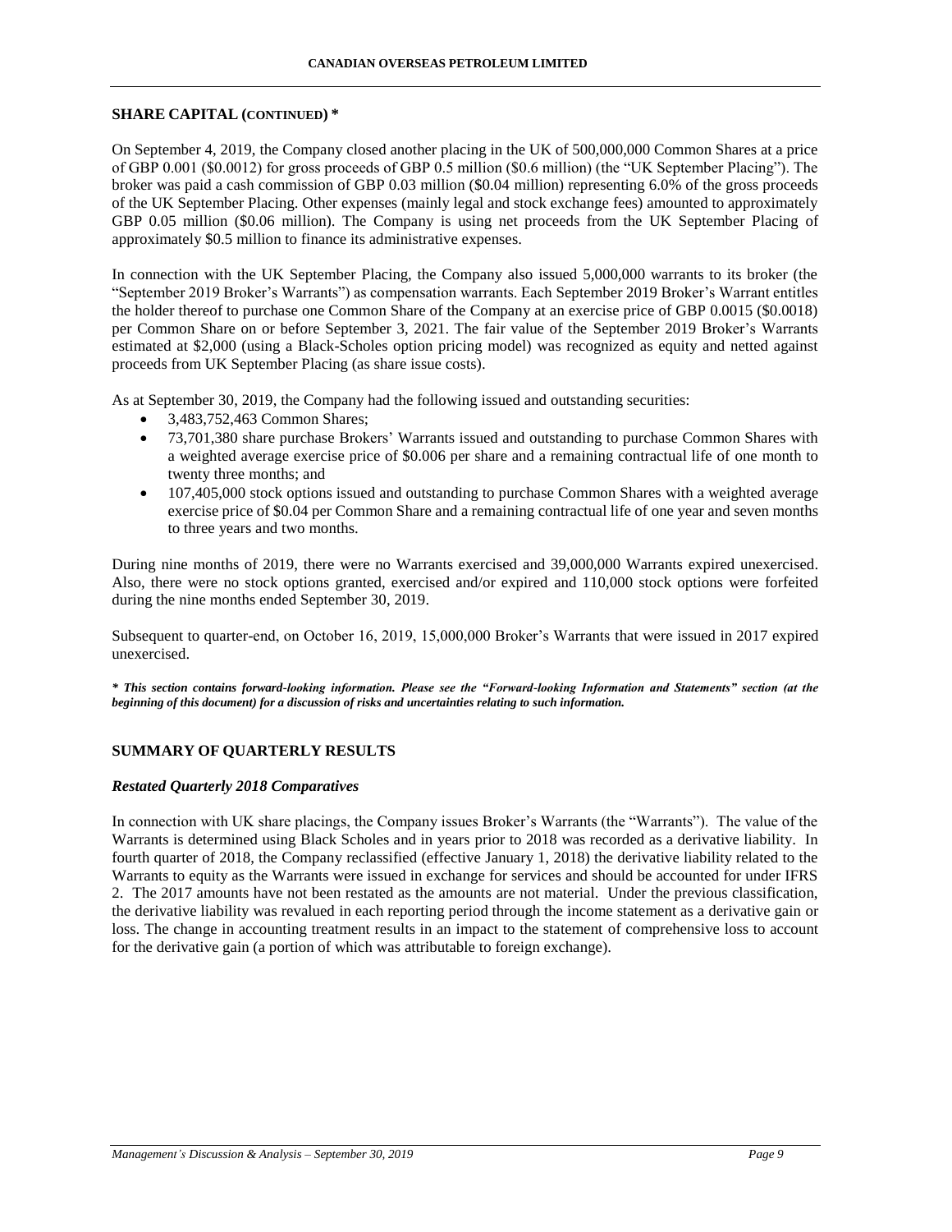## SHARE CAPITAL (CONTINUED) *

On September 4, 2019, the Company closed another placing in the UK of 500,000,000 Common Shares at a price of GBP 0.001 ($0.0012) for gross proceeds of GBP 0.5 million ($0.6 million) (the "UK September Placing"). The broker was paid a cash commission of GBP 0.03 million ($0.04 million) representing 6.0% of the gross proceeds of the UK September Placing. Other expenses (mainly legal and stock exchange fees) amounted to approximately GBP 0.05 million ($0.06 million). The Company is using net proceeds from the UK September Placing of approximately $0.5 million to finance its administrative expenses.

In connection with the UK September Placing, the Company also issued 5,000,000 warrants to its broker (the "September 2019 Broker's Warrants") as compensation warrants. Each September 2019 Broker's Warrant entitles the holder thereof to purchase one Common Share of the Company at an exercise price of GBP 0.0015 ($0.0018) per Common Share on or before September 3, 2021. The fair value of the September 2019 Broker's Warrants estimated at $2,000 (using a Black-Scholes option pricing model) was recognized as equity and netted against proceeds from UK September Placing (as share issue costs).

As at September 30, 2019, the Company had the following issued and outstanding securities:

- 3,483,752,463 Common Shares;
- 73,701,380 share purchase Brokers' Warrants issued and outstanding to purchase Common Shares with a weighted average exercise price of $0.006 per share and a remaining contractual life of one month to twenty three months; and
- 107,405,000 stock options issued and outstanding to purchase Common Shares with a weighted average exercise price of $0.04 per Common Share and a remaining contractual life of one year and seven months to three years and two months.

During nine months of 2019, there were no Warrants exercised and 39,000,000 Warrants expired unexercised. Also, there were no stock options granted, exercised and/or expired and 110,000 stock options were forfeited during the nine months ended September 30, 2019.

Subsequent to quarter-end, on October 16, 2019, 15,000,000 Broker's Warrants that were issued in 2017 expired unexercised.

***\* This section contains forward-looking information. Please see the "Forward-looking Information and Statements" section (at the beginning of this document) for a discussion of risks and uncertainties relating to such information.***

## SUMMARY OF QUARTERLY RESULTS

### *Restated Quarterly 2018 Comparatives*

In connection with UK share placings, the Company issues Broker's Warrants (the "Warrants"). The value of the Warrants is determined using Black Scholes and in years prior to 2018 was recorded as a derivative liability. In fourth quarter of 2018, the Company reclassified (effective January 1, 2018) the derivative liability related to the Warrants to equity as the Warrants were issued in exchange for services and should be accounted for under IFRS 2. The 2017 amounts have not been restated as the amounts are not material. Under the previous classification, the derivative liability was revalued in each reporting period through the income statement as a derivative gain or loss. The change in accounting treatment results in an impact to the statement of comprehensive loss to account for the derivative gain (a portion of which was attributable to foreign exchange).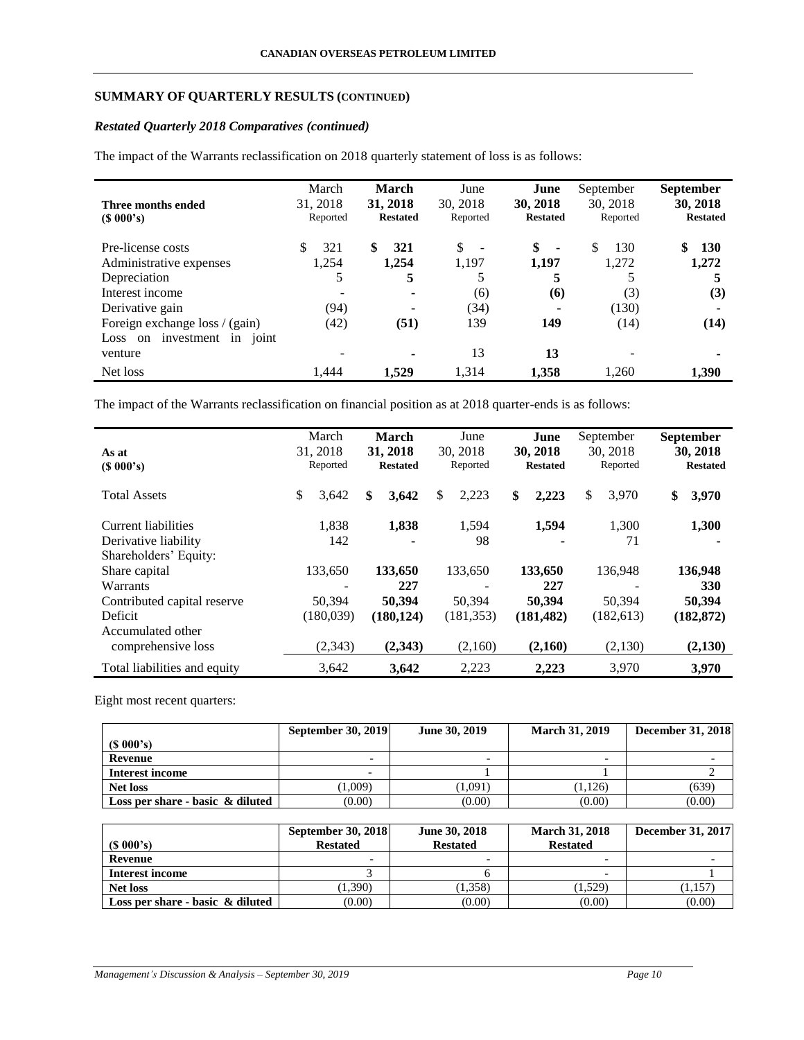## SUMMARY OF QUARTERLY RESULTS (CONTINUED)

### *Restated Quarterly 2018 Comparatives (continued)*

The impact of the Warrants reclassification on 2018 quarterly statement of loss is as follows:

| Three months ended ($ 000's) | March 31, 2018 Reported | **March 31, 2018 Restated** | June 30, 2018 Reported | **June 30, 2018 Restated** | September 30, 2018 Reported | **September 30, 2018 Restated** |
|---|---|---|---|---|---|---|
| Pre-license costs | $ 321 | **$ 321** | $ - | **$ -** | $ 130 | **$ 130** |
| Administrative expenses | 1,254 | **1,254** | 1,197 | **1,197** | 1,272 | **1,272** |
| Depreciation | 5 | **5** | 5 | **5** | 5 | **5** |
| Interest income | - | **-** | (6) | **(6)** | (3) | **(3)** |
| Derivative gain | (94) | **-** | (34) | **-** | (130) | **-** |
| Foreign exchange loss / (gain) | (42) | **(51)** | 139 | **149** | (14) | **(14)** |
| Loss on investment in joint venture | - | **-** | 13 | **13** | - | **-** |
| Net loss | 1,444 | **1,529** | 1,314 | **1,358** | 1,260 | **1,390** |

The impact of the Warrants reclassification on financial position as at 2018 quarter-ends is as follows:

| As at ($ 000's) | March 31, 2018 Reported | **March 31, 2018 Restated** | June 30, 2018 Reported | **June 30, 2018 Restated** | September 30, 2018 Reported | **September 30, 2018 Restated** |
|---|---|---|---|---|---|---|
| Total Assets | $ 3,642 | **$ 3,642** | $ 2,223 | **$ 2,223** | $ 3,970 | **$ 3,970** |
| Current liabilities | 1,838 | **1,838** | 1,594 | **1,594** | 1,300 | **1,300** |
| Derivative liability | 142 | **-** | 98 | **-** | 71 | **-** |
| Shareholders' Equity: | | | | | | |
| Share capital | 133,650 | **133,650** | 133,650 | **133,650** | 136,948 | **136,948** |
| Warrants | - | **227** | - | **227** | - | **330** |
| Contributed capital reserve | 50,394 | **50,394** | 50,394 | **50,394** | 50,394 | **50,394** |
| Deficit | (180,039) | **(180,124)** | (181,353) | **(181,482)** | (182,613) | **(182,872)** |
| Accumulated other comprehensive loss | (2,343) | **(2,343)** | (2,160) | **(2,160)** | (2,130) | **(2,130)** |
| Total liabilities and equity | 3,642 | **3,642** | 2,223 | **2,223** | 3,970 | **3,970** |

Eight most recent quarters:

| ($ 000's) | September 30, 2019 | June 30, 2019 | March 31, 2019 | December 31, 2018 |
|---|---|---|---|---|
| **Revenue** | - | - | - | - |
| **Interest income** | - | 1 | 1 | 2 |
| **Net loss** | (1,009) | (1,091) | (1,126) | (639) |
| **Loss per share - basic & diluted** | (0.00) | (0.00) | (0.00) | (0.00) |

| ($ 000's) | September 30, 2018 Restated | June 30, 2018 Restated | March 31, 2018 Restated | December 31, 2017 |
|---|---|---|---|---|
| **Revenue** | - | - | - | - |
| **Interest income** | 3 | 6 | - | 1 |
| **Net loss** | (1,390) | (1,358) | (1,529) | (1,157) |
| **Loss per share - basic & diluted** | (0.00) | (0.00) | (0.00) | (0.00) |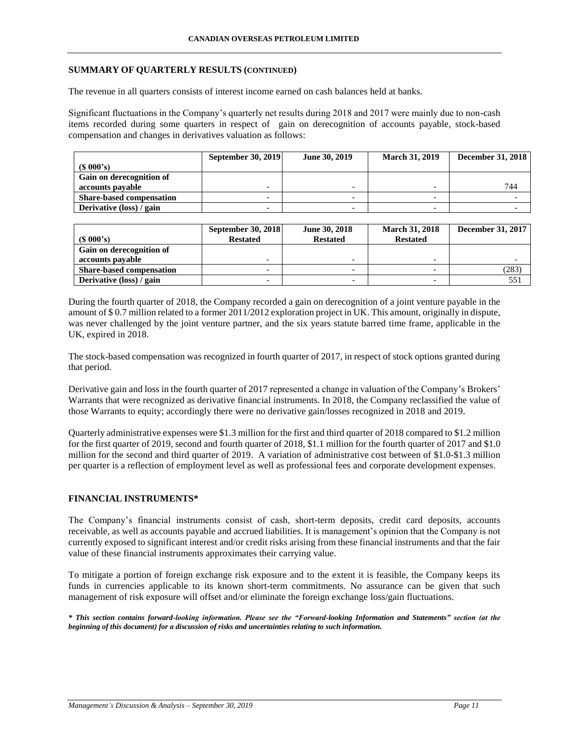## SUMMARY OF QUARTERLY RESULTS (CONTINUED)

The revenue in all quarters consists of interest income earned on cash balances held at banks.

Significant fluctuations in the Company's quarterly net results during 2018 and 2017 were mainly due to non-cash items recorded during some quarters in respect of gain on derecognition of accounts payable, stock-based compensation and changes in derivatives valuation as follows:

| ($ 000's) | September 30, 2019 | June 30, 2019 | March 31, 2019 | December 31, 2018 |
|---|---|---|---|---|
| Gain on derecognition of accounts payable | - | - | - | 744 |
| Share-based compensation | - | - | - | - |
| Derivative (loss) / gain | - | - | - | - |

| ($ 000's) | September 30, 2018 Restated | June 30, 2018 Restated | March 31, 2018 Restated | December 31, 2017 |
|---|---|---|---|---|
| Gain on derecognition of accounts payable | - | - | - | - |
| Share-based compensation | - | - | - | (283) |
| Derivative (loss) / gain | - | - | - | 551 |

During the fourth quarter of 2018, the Company recorded a gain on derecognition of a joint venture payable in the amount of $ 0.7 million related to a former 2011/2012 exploration project in UK. This amount, originally in dispute, was never challenged by the joint venture partner, and the six years statute barred time frame, applicable in the UK, expired in 2018.

The stock-based compensation was recognized in fourth quarter of 2017, in respect of stock options granted during that period.

Derivative gain and loss in the fourth quarter of 2017 represented a change in valuation of the Company's Brokers' Warrants that were recognized as derivative financial instruments. In 2018, the Company reclassified the value of those Warrants to equity; accordingly there were no derivative gain/losses recognized in 2018 and 2019.

Quarterly administrative expenses were $1.3 million for the first and third quarter of 2018 compared to $1.2 million for the first quarter of 2019, second and fourth quarter of 2018, $1.1 million for the fourth quarter of 2017 and $1.0 million for the second and third quarter of 2019. A variation of administrative cost between of $1.0-$1.3 million per quarter is a reflection of employment level as well as professional fees and corporate development expenses.

## FINANCIAL INSTRUMENTS*

The Company's financial instruments consist of cash, short-term deposits, credit card deposits, accounts receivable, as well as accounts payable and accrued liabilities. It is management's opinion that the Company is not currently exposed to significant interest and/or credit risks arising from these financial instruments and that the fair value of these financial instruments approximates their carrying value.

To mitigate a portion of foreign exchange risk exposure and to the extent it is feasible, the Company keeps its funds in currencies applicable to its known short-term commitments. No assurance can be given that such management of risk exposure will offset and/or eliminate the foreign exchange loss/gain fluctuations.

***\* This section contains forward-looking information. Please see the "Forward-looking Information and Statements" section (at the beginning of this document) for a discussion of risks and uncertainties relating to such information.***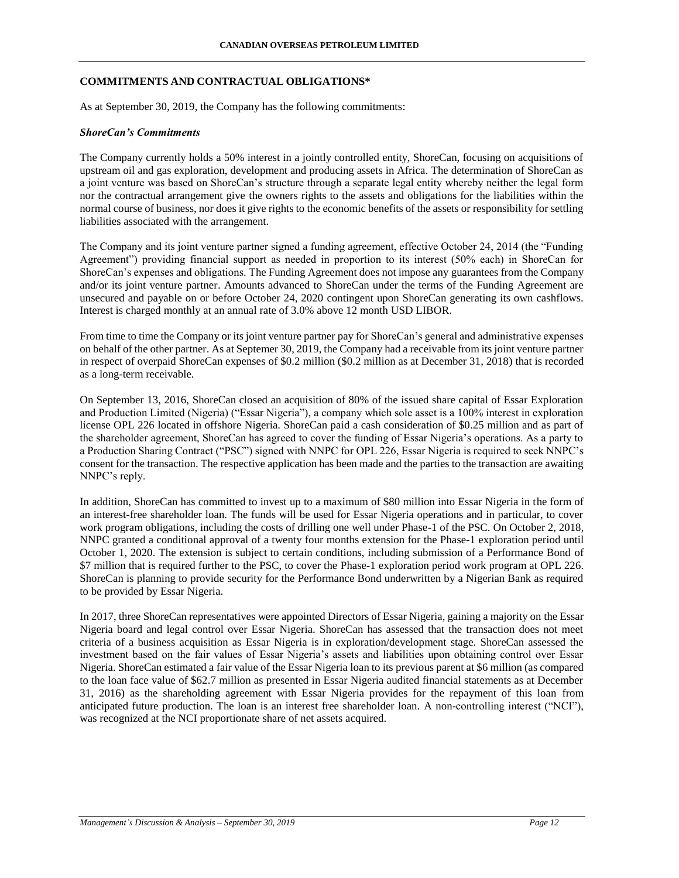## COMMITMENTS AND CONTRACTUAL OBLIGATIONS*

As at September 30, 2019, the Company has the following commitments:

### *ShoreCan's Commitments*

The Company currently holds a 50% interest in a jointly controlled entity, ShoreCan, focusing on acquisitions of upstream oil and gas exploration, development and producing assets in Africa. The determination of ShoreCan as a joint venture was based on ShoreCan's structure through a separate legal entity whereby neither the legal form nor the contractual arrangement give the owners rights to the assets and obligations for the liabilities within the normal course of business, nor does it give rights to the economic benefits of the assets or responsibility for settling liabilities associated with the arrangement.

The Company and its joint venture partner signed a funding agreement, effective October 24, 2014 (the "Funding Agreement") providing financial support as needed in proportion to its interest (50% each) in ShoreCan for ShoreCan's expenses and obligations. The Funding Agreement does not impose any guarantees from the Company and/or its joint venture partner. Amounts advanced to ShoreCan under the terms of the Funding Agreement are unsecured and payable on or before October 24, 2020 contingent upon ShoreCan generating its own cashflows. Interest is charged monthly at an annual rate of 3.0% above 12 month USD LIBOR.

From time to time the Company or its joint venture partner pay for ShoreCan's general and administrative expenses on behalf of the other partner. As at Septemer 30, 2019, the Company had a receivable from its joint venture partner in respect of overpaid ShoreCan expenses of $0.2 million ($0.2 million as at December 31, 2018) that is recorded as a long-term receivable.

On September 13, 2016, ShoreCan closed an acquisition of 80% of the issued share capital of Essar Exploration and Production Limited (Nigeria) ("Essar Nigeria"), a company which sole asset is a 100% interest in exploration license OPL 226 located in offshore Nigeria. ShoreCan paid a cash consideration of $0.25 million and as part of the shareholder agreement, ShoreCan has agreed to cover the funding of Essar Nigeria's operations. As a party to a Production Sharing Contract ("PSC") signed with NNPC for OPL 226, Essar Nigeria is required to seek NNPC's consent for the transaction. The respective application has been made and the parties to the transaction are awaiting NNPC's reply.

In addition, ShoreCan has committed to invest up to a maximum of $80 million into Essar Nigeria in the form of an interest-free shareholder loan. The funds will be used for Essar Nigeria operations and in particular, to cover work program obligations, including the costs of drilling one well under Phase-1 of the PSC. On October 2, 2018, NNPC granted a conditional approval of a twenty four months extension for the Phase-1 exploration period until October 1, 2020. The extension is subject to certain conditions, including submission of a Performance Bond of $7 million that is required further to the PSC, to cover the Phase-1 exploration period work program at OPL 226. ShoreCan is planning to provide security for the Performance Bond underwritten by a Nigerian Bank as required to be provided by Essar Nigeria.

In 2017, three ShoreCan representatives were appointed Directors of Essar Nigeria, gaining a majority on the Essar Nigeria board and legal control over Essar Nigeria. ShoreCan has assessed that the transaction does not meet criteria of a business acquisition as Essar Nigeria is in exploration/development stage. ShoreCan assessed the investment based on the fair values of Essar Nigeria's assets and liabilities upon obtaining control over Essar Nigeria. ShoreCan estimated a fair value of the Essar Nigeria loan to its previous parent at $6 million (as compared to the loan face value of $62.7 million as presented in Essar Nigeria audited financial statements as at December 31, 2016) as the shareholding agreement with Essar Nigeria provides for the repayment of this loan from anticipated future production. The loan is an interest free shareholder loan. A non-controlling interest ("NCI"), was recognized at the NCI proportionate share of net assets acquired.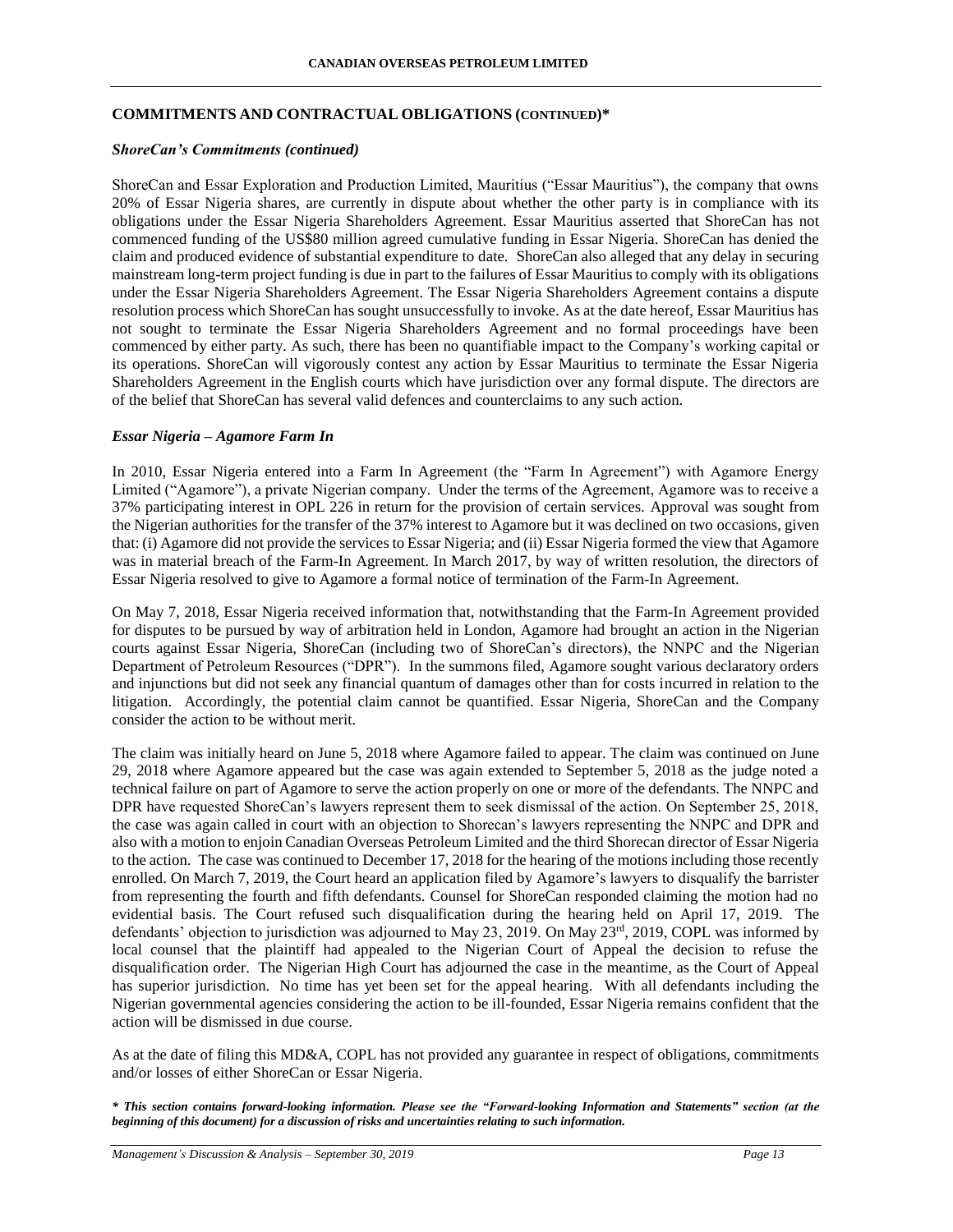## COMMITMENTS AND CONTRACTUAL OBLIGATIONS (CONTINUED)*

### *ShoreCan's Commitments (continued)*

ShoreCan and Essar Exploration and Production Limited, Mauritius ("Essar Mauritius"), the company that owns 20% of Essar Nigeria shares, are currently in dispute about whether the other party is in compliance with its obligations under the Essar Nigeria Shareholders Agreement. Essar Mauritius asserted that ShoreCan has not commenced funding of the US$80 million agreed cumulative funding in Essar Nigeria. ShoreCan has denied the claim and produced evidence of substantial expenditure to date. ShoreCan also alleged that any delay in securing mainstream long-term project funding is due in part to the failures of Essar Mauritius to comply with its obligations under the Essar Nigeria Shareholders Agreement. The Essar Nigeria Shareholders Agreement contains a dispute resolution process which ShoreCan has sought unsuccessfully to invoke. As at the date hereof, Essar Mauritius has not sought to terminate the Essar Nigeria Shareholders Agreement and no formal proceedings have been commenced by either party. As such, there has been no quantifiable impact to the Company's working capital or its operations. ShoreCan will vigorously contest any action by Essar Mauritius to terminate the Essar Nigeria Shareholders Agreement in the English courts which have jurisdiction over any formal dispute. The directors are of the belief that ShoreCan has several valid defences and counterclaims to any such action.

### *Essar Nigeria – Agamore Farm In*

In 2010, Essar Nigeria entered into a Farm In Agreement (the "Farm In Agreement") with Agamore Energy Limited ("Agamore"), a private Nigerian company. Under the terms of the Agreement, Agamore was to receive a 37% participating interest in OPL 226 in return for the provision of certain services. Approval was sought from the Nigerian authorities for the transfer of the 37% interest to Agamore but it was declined on two occasions, given that: (i) Agamore did not provide the services to Essar Nigeria; and (ii) Essar Nigeria formed the view that Agamore was in material breach of the Farm-In Agreement. In March 2017, by way of written resolution, the directors of Essar Nigeria resolved to give to Agamore a formal notice of termination of the Farm-In Agreement.

On May 7, 2018, Essar Nigeria received information that, notwithstanding that the Farm-In Agreement provided for disputes to be pursued by way of arbitration held in London, Agamore had brought an action in the Nigerian courts against Essar Nigeria, ShoreCan (including two of ShoreCan's directors), the NNPC and the Nigerian Department of Petroleum Resources ("DPR"). In the summons filed, Agamore sought various declaratory orders and injunctions but did not seek any financial quantum of damages other than for costs incurred in relation to the litigation. Accordingly, the potential claim cannot be quantified. Essar Nigeria, ShoreCan and the Company consider the action to be without merit.

The claim was initially heard on June 5, 2018 where Agamore failed to appear. The claim was continued on June 29, 2018 where Agamore appeared but the case was again extended to September 5, 2018 as the judge noted a technical failure on part of Agamore to serve the action properly on one or more of the defendants. The NNPC and DPR have requested ShoreCan's lawyers represent them to seek dismissal of the action. On September 25, 2018, the case was again called in court with an objection to Shorecan's lawyers representing the NNPC and DPR and also with a motion to enjoin Canadian Overseas Petroleum Limited and the third Shorecan director of Essar Nigeria to the action. The case was continued to December 17, 2018 for the hearing of the motions including those recently enrolled. On March 7, 2019, the Court heard an application filed by Agamore's lawyers to disqualify the barrister from representing the fourth and fifth defendants. Counsel for ShoreCan responded claiming the motion had no evidential basis. The Court refused such disqualification during the hearing held on April 17, 2019. The defendants' objection to jurisdiction was adjourned to May 23, 2019. On May 23rd, 2019, COPL was informed by local counsel that the plaintiff had appealed to the Nigerian Court of Appeal the decision to refuse the disqualification order. The Nigerian High Court has adjourned the case in the meantime, as the Court of Appeal has superior jurisdiction. No time has yet been set for the appeal hearing. With all defendants including the Nigerian governmental agencies considering the action to be ill-founded, Essar Nigeria remains confident that the action will be dismissed in due course.

As at the date of filing this MD&A, COPL has not provided any guarantee in respect of obligations, commitments and/or losses of either ShoreCan or Essar Nigeria.

***\* This section contains forward-looking information. Please see the "Forward-looking Information and Statements" section (at the beginning of this document) for a discussion of risks and uncertainties relating to such information.***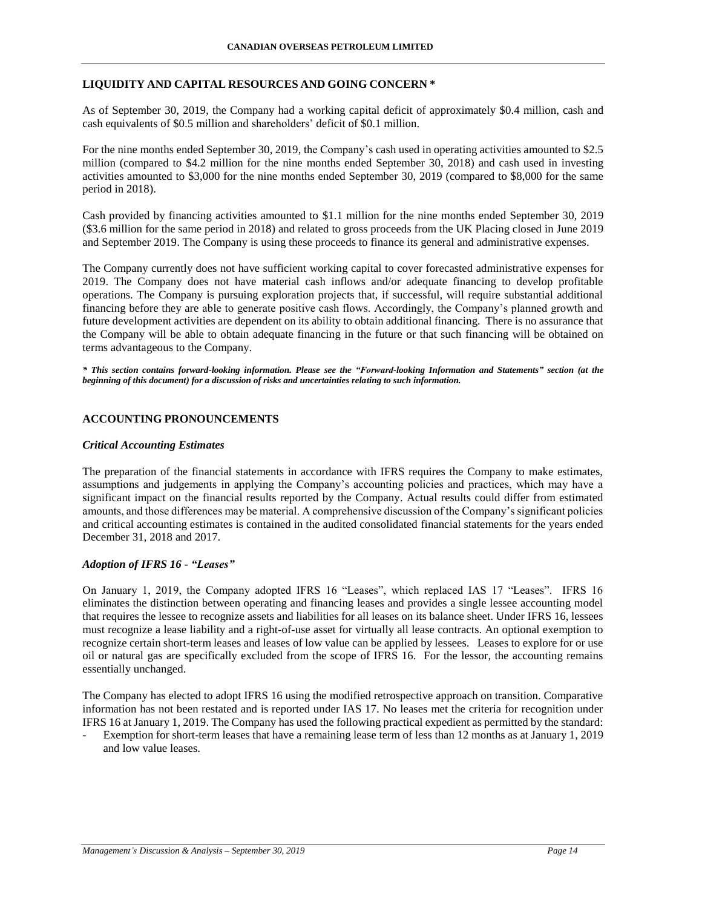## LIQUIDITY AND CAPITAL RESOURCES AND GOING CONCERN *

As of September 30, 2019, the Company had a working capital deficit of approximately $0.4 million, cash and cash equivalents of $0.5 million and shareholders' deficit of $0.1 million.

For the nine months ended September 30, 2019, the Company's cash used in operating activities amounted to $2.5 million (compared to $4.2 million for the nine months ended September 30, 2018) and cash used in investing activities amounted to $3,000 for the nine months ended September 30, 2019 (compared to $8,000 for the same period in 2018).

Cash provided by financing activities amounted to $1.1 million for the nine months ended September 30, 2019 ($3.6 million for the same period in 2018) and related to gross proceeds from the UK Placing closed in June 2019 and September 2019. The Company is using these proceeds to finance its general and administrative expenses.

The Company currently does not have sufficient working capital to cover forecasted administrative expenses for 2019. The Company does not have material cash inflows and/or adequate financing to develop profitable operations. The Company is pursuing exploration projects that, if successful, will require substantial additional financing before they are able to generate positive cash flows. Accordingly, the Company's planned growth and future development activities are dependent on its ability to obtain additional financing. There is no assurance that the Company will be able to obtain adequate financing in the future or that such financing will be obtained on terms advantageous to the Company.

***\* This section contains forward-looking information. Please see the "Forward-looking Information and Statements" section (at the beginning of this document) for a discussion of risks and uncertainties relating to such information.***

## ACCOUNTING PRONOUNCEMENTS

### *Critical Accounting Estimates*

The preparation of the financial statements in accordance with IFRS requires the Company to make estimates, assumptions and judgements in applying the Company's accounting policies and practices, which may have a significant impact on the financial results reported by the Company. Actual results could differ from estimated amounts, and those differences may be material. A comprehensive discussion of the Company's significant policies and critical accounting estimates is contained in the audited consolidated financial statements for the years ended December 31, 2018 and 2017.

### *Adoption of IFRS 16 - "Leases"*

On January 1, 2019, the Company adopted IFRS 16 "Leases", which replaced IAS 17 "Leases". IFRS 16 eliminates the distinction between operating and financing leases and provides a single lessee accounting model that requires the lessee to recognize assets and liabilities for all leases on its balance sheet. Under IFRS 16, lessees must recognize a lease liability and a right-of-use asset for virtually all lease contracts. An optional exemption to recognize certain short-term leases and leases of low value can be applied by lessees. Leases to explore for or use oil or natural gas are specifically excluded from the scope of IFRS 16. For the lessor, the accounting remains essentially unchanged.

The Company has elected to adopt IFRS 16 using the modified retrospective approach on transition. Comparative information has not been restated and is reported under IAS 17. No leases met the criteria for recognition under IFRS 16 at January 1, 2019. The Company has used the following practical expedient as permitted by the standard:

- Exemption for short-term leases that have a remaining lease term of less than 12 months as at January 1, 2019 and low value leases.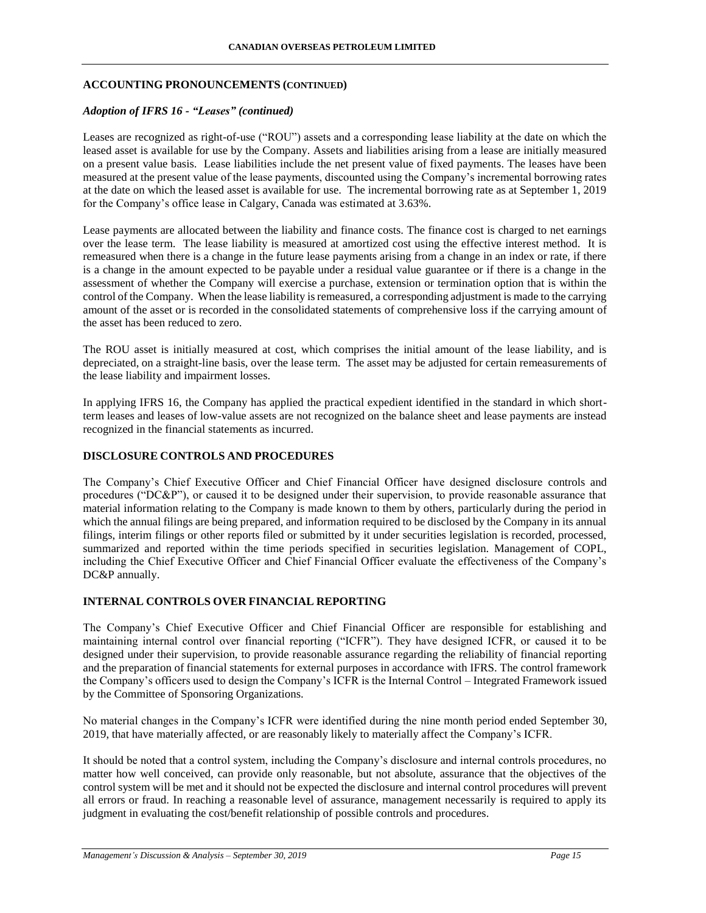## ACCOUNTING PRONOUNCEMENTS (CONTINUED)

### *Adoption of IFRS 16 - "Leases" (continued)*

Leases are recognized as right-of-use ("ROU") assets and a corresponding lease liability at the date on which the leased asset is available for use by the Company. Assets and liabilities arising from a lease are initially measured on a present value basis. Lease liabilities include the net present value of fixed payments. The leases have been measured at the present value of the lease payments, discounted using the Company's incremental borrowing rates at the date on which the leased asset is available for use. The incremental borrowing rate as at September 1, 2019 for the Company's office lease in Calgary, Canada was estimated at 3.63%.

Lease payments are allocated between the liability and finance costs. The finance cost is charged to net earnings over the lease term. The lease liability is measured at amortized cost using the effective interest method. It is remeasured when there is a change in the future lease payments arising from a change in an index or rate, if there is a change in the amount expected to be payable under a residual value guarantee or if there is a change in the assessment of whether the Company will exercise a purchase, extension or termination option that is within the control of the Company. When the lease liability is remeasured, a corresponding adjustment is made to the carrying amount of the asset or is recorded in the consolidated statements of comprehensive loss if the carrying amount of the asset has been reduced to zero.

The ROU asset is initially measured at cost, which comprises the initial amount of the lease liability, and is depreciated, on a straight-line basis, over the lease term. The asset may be adjusted for certain remeasurements of the lease liability and impairment losses.

In applying IFRS 16, the Company has applied the practical expedient identified in the standard in which short-term leases and leases of low-value assets are not recognized on the balance sheet and lease payments are instead recognized in the financial statements as incurred.

## DISCLOSURE CONTROLS AND PROCEDURES

The Company's Chief Executive Officer and Chief Financial Officer have designed disclosure controls and procedures ("DC&P"), or caused it to be designed under their supervision, to provide reasonable assurance that material information relating to the Company is made known to them by others, particularly during the period in which the annual filings are being prepared, and information required to be disclosed by the Company in its annual filings, interim filings or other reports filed or submitted by it under securities legislation is recorded, processed, summarized and reported within the time periods specified in securities legislation. Management of COPL, including the Chief Executive Officer and Chief Financial Officer evaluate the effectiveness of the Company's DC&P annually.

## INTERNAL CONTROLS OVER FINANCIAL REPORTING

The Company's Chief Executive Officer and Chief Financial Officer are responsible for establishing and maintaining internal control over financial reporting ("ICFR"). They have designed ICFR, or caused it to be designed under their supervision, to provide reasonable assurance regarding the reliability of financial reporting and the preparation of financial statements for external purposes in accordance with IFRS. The control framework the Company's officers used to design the Company's ICFR is the Internal Control – Integrated Framework issued by the Committee of Sponsoring Organizations.

No material changes in the Company's ICFR were identified during the nine month period ended September 30, 2019, that have materially affected, or are reasonably likely to materially affect the Company's ICFR.

It should be noted that a control system, including the Company's disclosure and internal controls procedures, no matter how well conceived, can provide only reasonable, but not absolute, assurance that the objectives of the control system will be met and it should not be expected the disclosure and internal control procedures will prevent all errors or fraud. In reaching a reasonable level of assurance, management necessarily is required to apply its judgment in evaluating the cost/benefit relationship of possible controls and procedures.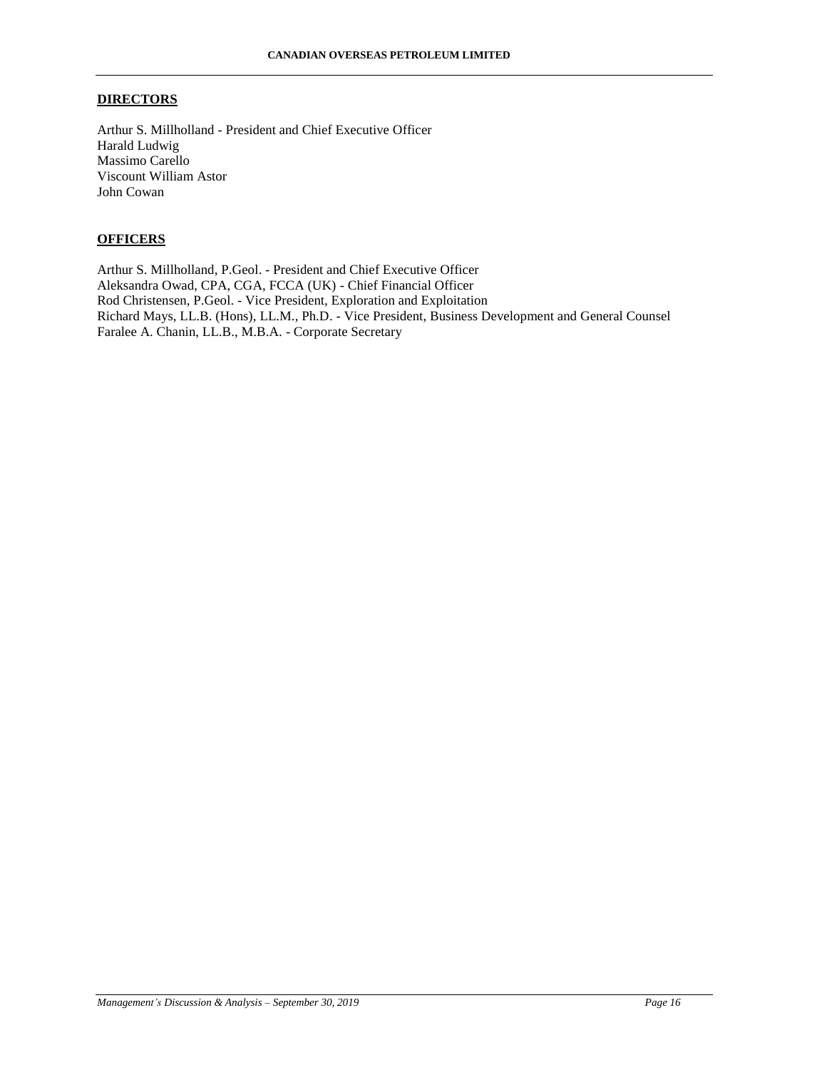## DIRECTORS

Arthur S. Millholland - President and Chief Executive Officer
Harald Ludwig
Massimo Carello
Viscount William Astor
John Cowan

## OFFICERS

Arthur S. Millholland, P.Geol. - President and Chief Executive Officer
Aleksandra Owad, CPA, CGA, FCCA (UK) - Chief Financial Officer
Rod Christensen, P.Geol. - Vice President, Exploration and Exploitation
Richard Mays, LL.B. (Hons), LL.M., Ph.D. - Vice President, Business Development and General Counsel
Faralee A. Chanin, LL.B., M.B.A. - Corporate Secretary